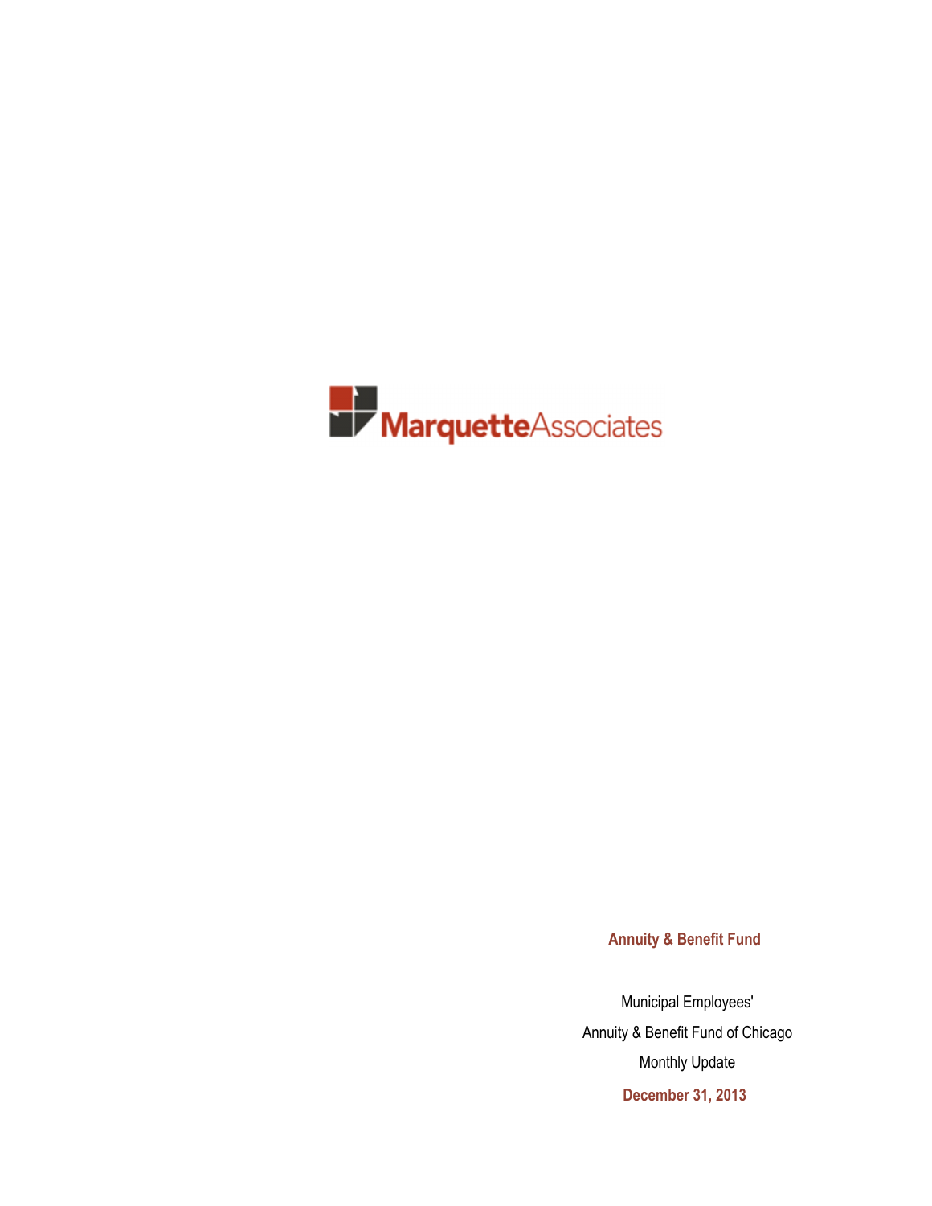MarquetteAssociates

**Annuity & Benefit Fund**

Municipal Employees'

Annuity & Benefit Fund of Chicago

Monthly Update

**December 31, 2013**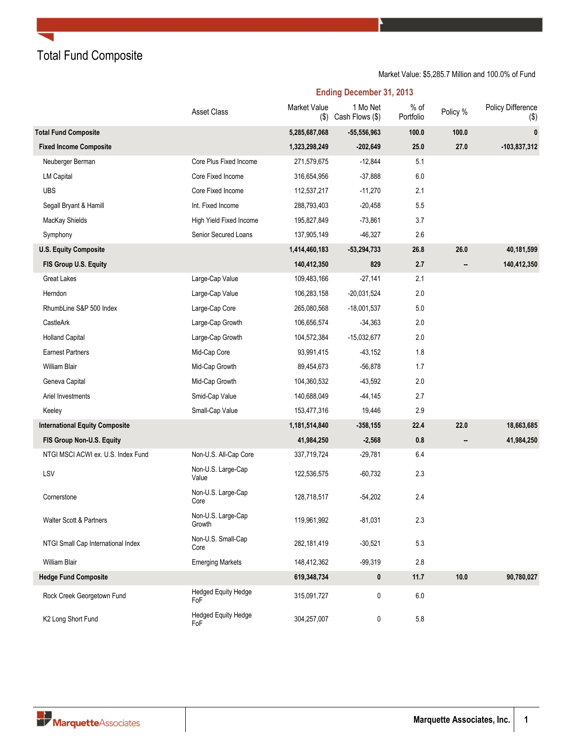# Total Fund Composite

Market Value: $5,285.7 Million and 100.0% of Fund

| | Asset Class | Ending December 31, 2013 | | | | |
|---|---|---|---|---|---|---|
| | | Market Value ($) | 1 Mo Net Cash Flows ($) | % of Portfolio | Policy % | Policy Difference ($) |
| **Total Fund Composite** | | **5,285,687,068** | **-55,556,963** | **100.0** | **100.0** | **0** |
| **Fixed Income Composite** | | **1,323,298,249** | **-202,649** | **25.0** | **27.0** | **-103,837,312** |
| Neuberger Berman | Core Plus Fixed Income | 271,579,675 | -12,844 | 5.1 | | |
| LM Capital | Core Fixed Income | 316,654,956 | -37,888 | 6.0 | | |
| UBS | Core Fixed Income | 112,537,217 | -11,270 | 2.1 | | |
| Segall Bryant & Hamill | Int. Fixed Income | 288,793,403 | -20,458 | 5.5 | | |
| MacKay Shields | High Yield Fixed Income | 195,827,849 | -73,861 | 3.7 | | |
| Symphony | Senior Secured Loans | 137,905,149 | -46,327 | 2.6 | | |
| **U.S. Equity Composite** | | **1,414,460,183** | **-53,294,733** | **26.8** | **26.0** | **40,181,599** |
| **FIS Group U.S. Equity** | | **140,412,350** | **829** | **2.7** | **--** | **140,412,350** |
| Great Lakes | Large-Cap Value | 109,483,166 | -27,141 | 2.1 | | |
| Herndon | Large-Cap Value | 106,283,158 | -20,031,524 | 2.0 | | |
| RhumbLine S&P 500 Index | Large-Cap Core | 265,080,568 | -18,001,537 | 5.0 | | |
| CastleArk | Large-Cap Growth | 106,656,574 | -34,363 | 2.0 | | |
| Holland Capital | Large-Cap Growth | 104,572,384 | -15,032,677 | 2.0 | | |
| Earnest Partners | Mid-Cap Core | 93,991,415 | -43,152 | 1.8 | | |
| William Blair | Mid-Cap Growth | 89,454,673 | -56,878 | 1.7 | | |
| Geneva Capital | Mid-Cap Growth | 104,360,532 | -43,592 | 2.0 | | |
| Ariel Investments | Smid-Cap Value | 140,688,049 | -44,145 | 2.7 | | |
| Keeley | Small-Cap Value | 153,477,316 | 19,446 | 2.9 | | |
| **International Equity Composite** | | **1,181,514,840** | **-358,155** | **22.4** | **22.0** | **18,663,685** |
| **FIS Group Non-U.S. Equity** | | **41,984,250** | **-2,568** | **0.8** | **--** | **41,984,250** |
| NTGI MSCI ACWI ex. U.S. Index Fund | Non-U.S. All-Cap Core | 337,719,724 | -29,781 | 6.4 | | |
| LSV | Non-U.S. Large-Cap Value | 122,536,575 | -60,732 | 2.3 | | |
| Cornerstone | Non-U.S. Large-Cap Core | 128,718,517 | -54,202 | 2.4 | | |
| Walter Scott & Partners | Non-U.S. Large-Cap Growth | 119,961,992 | -81,031 | 2.3 | | |
| NTGI Small Cap International Index | Non-U.S. Small-Cap Core | 282,181,419 | -30,521 | 5.3 | | |
| William Blair | Emerging Markets | 148,412,362 | -99,319 | 2.8 | | |
| **Hedge Fund Composite** | | **619,348,734** | **0** | **11.7** | **10.0** | **90,780,027** |
| Rock Creek Georgetown Fund | Hedged Equity Hedge FoF | 315,091,727 | 0 | 6.0 | | |
| K2 Long Short Fund | Hedged Equity Hedge FoF | 304,257,007 | 0 | 5.8 | | |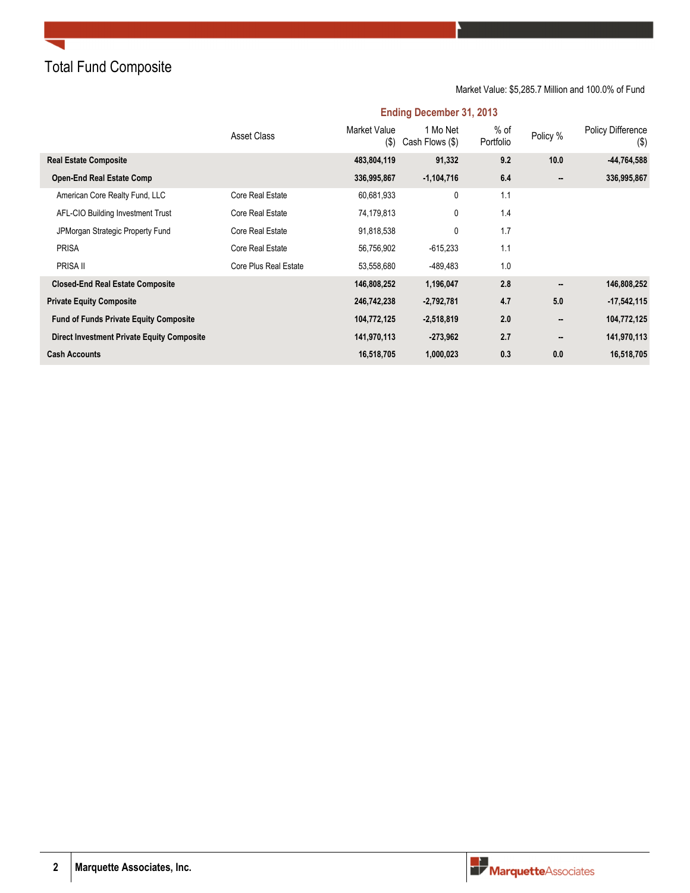# Total Fund Composite

Market Value: $5,285.7 Million and 100.0% of Fund

| | Ending December 31, 2013 | | | | | |
|---|---|---|---|---|---|---|
| | Asset Class | Market Value ($) | 1 Mo Net Cash Flows ($) | % of Portfolio | Policy % | Policy Difference ($) |
| **Real Estate Composite** | | **483,804,119** | **91,332** | **9.2** | **10.0** | **-44,764,588** |
| **Open-End Real Estate Comp** | | **336,995,867** | **-1,104,716** | **6.4** | **--** | **336,995,867** |
| American Core Realty Fund, LLC | Core Real Estate | 60,681,933 | 0 | 1.1 | | |
| AFL-CIO Building Investment Trust | Core Real Estate | 74,179,813 | 0 | 1.4 | | |
| JPMorgan Strategic Property Fund | Core Real Estate | 91,818,538 | 0 | 1.7 | | |
| PRISA | Core Real Estate | 56,756,902 | -615,233 | 1.1 | | |
| PRISA II | Core Plus Real Estate | 53,558,680 | -489,483 | 1.0 | | |
| **Closed-End Real Estate Composite** | | **146,808,252** | **1,196,047** | **2.8** | **--** | **146,808,252** |
| **Private Equity Composite** | | **246,742,238** | **-2,792,781** | **4.7** | **5.0** | **-17,542,115** |
| **Fund of Funds Private Equity Composite** | | **104,772,125** | **-2,518,819** | **2.0** | **--** | **104,772,125** |
| **Direct Investment Private Equity Composite** | | **141,970,113** | **-273,962** | **2.7** | **--** | **141,970,113** |
| **Cash Accounts** | | **16,518,705** | **1,000,023** | **0.3** | **0.0** | **16,518,705** |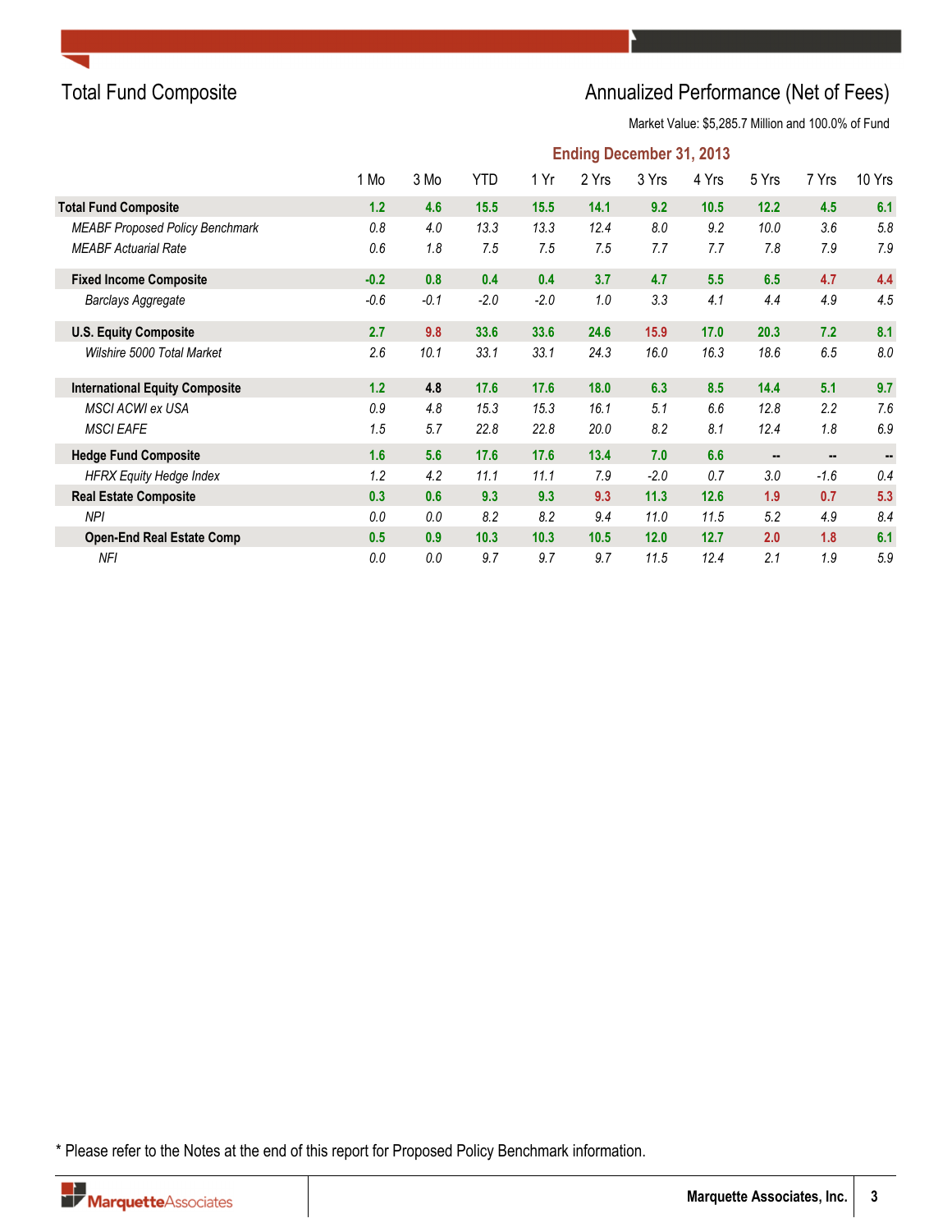## Total Fund Composite

## Annualized Performance (Net of Fees)

Market Value: $5,285.7 Million and 100.0% of Fund

**Ending December 31, 2013**

| | 1 Mo | 3 Mo | YTD | 1 Yr | 2 Yrs | 3 Yrs | 4 Yrs | 5 Yrs | 7 Yrs | 10 Yrs |
|---|---|---|---|---|---|---|---|---|---|---|
| **Total Fund Composite** | **1.2** | **4.6** | **15.5** | **15.5** | **14.1** | **9.2** | **10.5** | **12.2** | **4.5** | **6.1** |
| *MEABF Proposed Policy Benchmark* | *0.8* | *4.0* | *13.3* | *13.3* | *12.4* | *8.0* | *9.2* | *10.0* | *3.6* | *5.8* |
| *MEABF Actuarial Rate* | *0.6* | *1.8* | *7.5* | *7.5* | *7.5* | *7.7* | *7.7* | *7.8* | *7.9* | *7.9* |
| **Fixed Income Composite** | **-0.2** | **0.8** | **0.4** | **0.4** | **3.7** | **4.7** | **5.5** | **6.5** | **4.7** | **4.4** |
| *Barclays Aggregate* | *-0.6* | *-0.1* | *-2.0* | *-2.0* | *1.0* | *3.3* | *4.1* | *4.4* | *4.9* | *4.5* |
| **U.S. Equity Composite** | **2.7** | **9.8** | **33.6** | **33.6** | **24.6** | **15.9** | **17.0** | **20.3** | **7.2** | **8.1** |
| *Wilshire 5000 Total Market* | *2.6* | *10.1* | *33.1* | *33.1* | *24.3* | *16.0* | *16.3* | *18.6* | *6.5* | *8.0* |
| **International Equity Composite** | **1.2** | **4.8** | **17.6** | **17.6** | **18.0** | **6.3** | **8.5** | **14.4** | **5.1** | **9.7** |
| *MSCI ACWI ex USA* | *0.9* | *4.8* | *15.3* | *15.3* | *16.1* | *5.1* | *6.6* | *12.8* | *2.2* | *7.6* |
| *MSCI EAFE* | *1.5* | *5.7* | *22.8* | *22.8* | *20.0* | *8.2* | *8.1* | *12.4* | *1.8* | *6.9* |
| **Hedge Fund Composite** | **1.6** | **5.6** | **17.6** | **17.6** | **13.4** | **7.0** | **6.6** | **--** | **--** | **--** |
| *HFRX Equity Hedge Index* | *1.2* | *4.2* | *11.1* | *11.1* | *7.9* | *-2.0* | *0.7* | *3.0* | *-1.6* | *0.4* |
| **Real Estate Composite** | **0.3** | **0.6** | **9.3** | **9.3** | **9.3** | **11.3** | **12.6** | **1.9** | **0.7** | **5.3** |
| *NPI* | *0.0* | *0.0* | *8.2* | *8.2* | *9.4* | *11.0* | *11.5* | *5.2* | *4.9* | *8.4* |
| **Open-End Real Estate Comp** | **0.5** | **0.9** | **10.3** | **10.3** | **10.5** | **12.0** | **12.7** | **2.0** | **1.8** | **6.1** |
| *NFI* | *0.0* | *0.0* | *9.7* | *9.7* | *9.7* | *11.5* | *12.4* | *2.1* | *1.9* | *5.9* |

* Please refer to the Notes at the end of this report for Proposed Policy Benchmark information.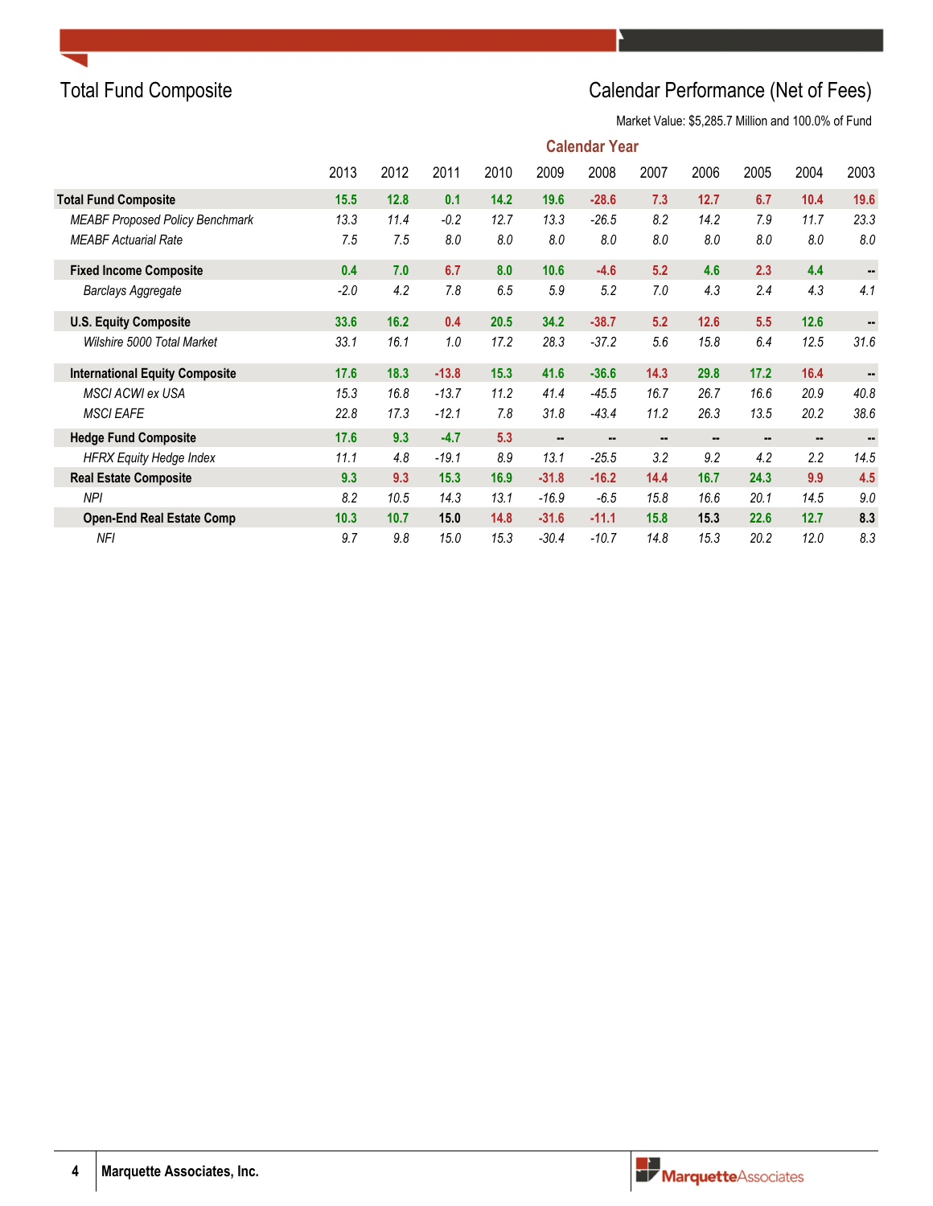# Total Fund Composite

## Calendar Performance (Net of Fees)

Market Value: $5,285.7 Million and 100.0% of Fund

| | Calendar Year | | | | | | | | | | |
|---|---|---|---|---|---|---|---|---|---|---|---|
| | 2013 | 2012 | 2011 | 2010 | 2009 | 2008 | 2007 | 2006 | 2005 | 2004 | 2003 |
| **Total Fund Composite** | **15.5** | **12.8** | **0.1** | **14.2** | **19.6** | **-28.6** | **7.3** | **12.7** | **6.7** | **10.4** | **19.6** |
| *MEABF Proposed Policy Benchmark* | *13.3* | *11.4* | *-0.2* | *12.7* | *13.3* | *-26.5* | *8.2* | *14.2* | *7.9* | *11.7* | *23.3* |
| *MEABF Actuarial Rate* | *7.5* | *7.5* | *8.0* | *8.0* | *8.0* | *8.0* | *8.0* | *8.0* | *8.0* | *8.0* | *8.0* |
| **Fixed Income Composite** | **0.4** | **7.0** | **6.7** | **8.0** | **10.6** | **-4.6** | **5.2** | **4.6** | **2.3** | **4.4** | **--** |
| *Barclays Aggregate* | *-2.0* | *4.2* | *7.8* | *6.5* | *5.9* | *5.2* | *7.0* | *4.3* | *2.4* | *4.3* | *4.1* |
| **U.S. Equity Composite** | **33.6** | **16.2** | **0.4** | **20.5** | **34.2** | **-38.7** | **5.2** | **12.6** | **5.5** | **12.6** | **--** |
| *Wilshire 5000 Total Market* | *33.1* | *16.1* | *1.0* | *17.2* | *28.3* | *-37.2* | *5.6* | *15.8* | *6.4* | *12.5* | *31.6* |
| **International Equity Composite** | **17.6** | **18.3** | **-13.8** | **15.3** | **41.6** | **-36.6** | **14.3** | **29.8** | **17.2** | **16.4** | **--** |
| *MSCI ACWI ex USA* | *15.3* | *16.8* | *-13.7* | *11.2* | *41.4* | *-45.5* | *16.7* | *26.7* | *16.6* | *20.9* | *40.8* |
| *MSCI EAFE* | *22.8* | *17.3* | *-12.1* | *7.8* | *31.8* | *-43.4* | *11.2* | *26.3* | *13.5* | *20.2* | *38.6* |
| **Hedge Fund Composite** | **17.6** | **9.3** | **-4.7** | **5.3** | **--** | **--** | **--** | **--** | **--** | **--** | **--** |
| *HFRX Equity Hedge Index* | *11.1* | *4.8* | *-19.1* | *8.9* | *13.1* | *-25.5* | *3.2* | *9.2* | *4.2* | *2.2* | *14.5* |
| **Real Estate Composite** | **9.3** | **9.3** | **15.3** | **16.9** | **-31.8** | **-16.2** | **14.4** | **16.7** | **24.3** | **9.9** | **4.5** |
| *NPI* | *8.2* | *10.5* | *14.3* | *13.1* | *-16.9* | *-6.5* | *15.8* | *16.6* | *20.1* | *14.5* | *9.0* |
| **Open-End Real Estate Comp** | **10.3** | **10.7** | **15.0** | **14.8** | **-31.6** | **-11.1** | **15.8** | **15.3** | **22.6** | **12.7** | **8.3** |
| *NFI* | *9.7* | *9.8* | *15.0* | *15.3* | *-30.4* | *-10.7* | *14.8* | *15.3* | *20.2* | *12.0* | *8.3* |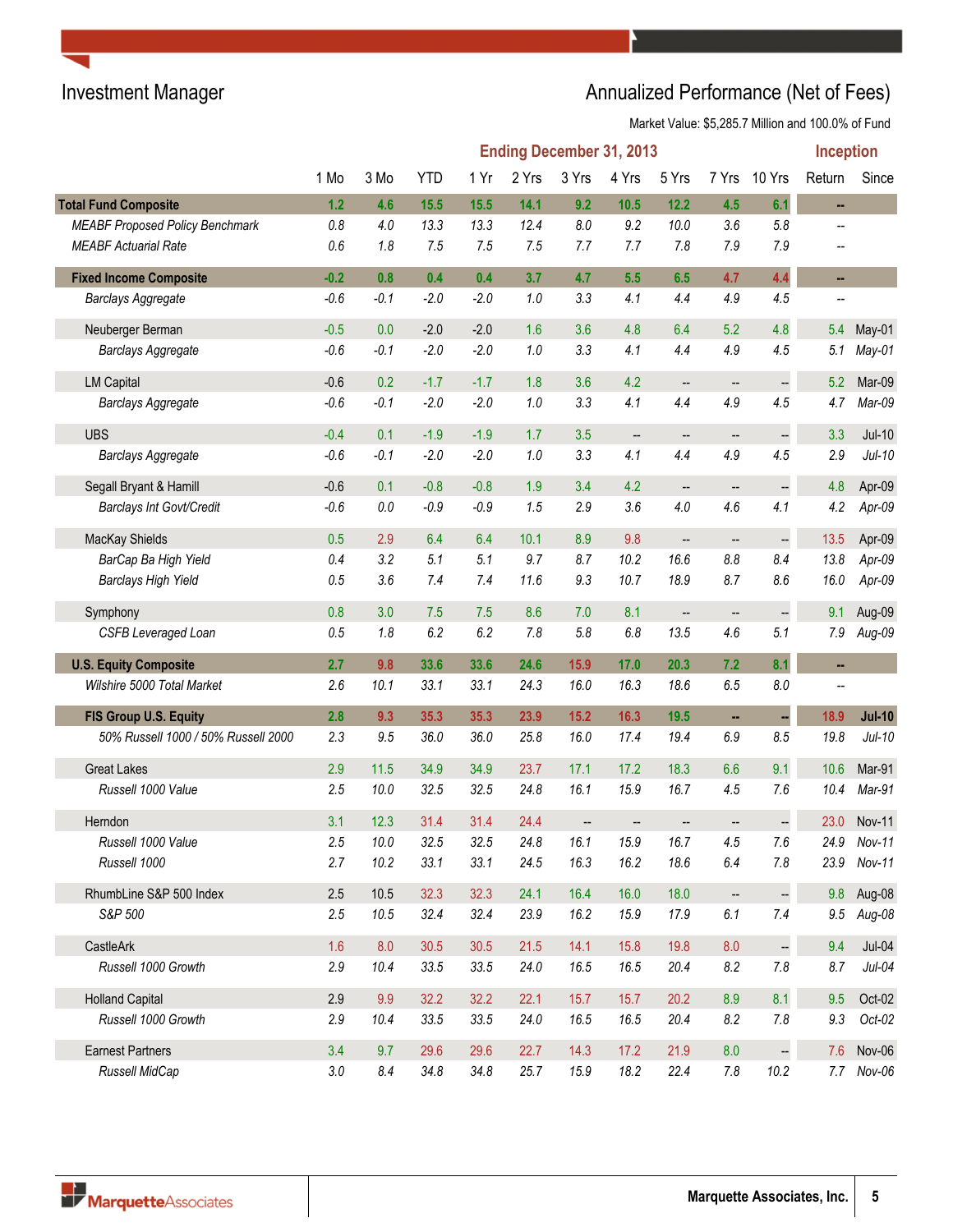## Investment Manager

## Annualized Performance (Net of Fees)

Market Value: $5,285.7 Million and 100.0% of Fund

| | Ending December 31, 2013 | | | | | | | | | | Inception | |
|---|---|---|---|---|---|---|---|---|---|---|---|---|
| | 1 Mo | 3 Mo | YTD | 1 Yr | 2 Yrs | 3 Yrs | 4 Yrs | 5 Yrs | 7 Yrs | 10 Yrs | Return | Since |
| **Total Fund Composite** | **1.2** | **4.6** | **15.5** | **15.5** | **14.1** | **9.2** | **10.5** | **12.2** | **4.5** | **6.1** | **--** | |
| *MEABF Proposed Policy Benchmark* | *0.8* | *4.0* | *13.3* | *13.3* | *12.4* | *8.0* | *9.2* | *10.0* | *3.6* | *5.8* | *--* | |
| *MEABF Actuarial Rate* | *0.6* | *1.8* | *7.5* | *7.5* | *7.5* | *7.7* | *7.7* | *7.8* | *7.9* | *7.9* | *--* | |
| **Fixed Income Composite** | **-0.2** | **0.8** | **0.4** | **0.4** | **3.7** | **4.7** | **5.5** | **6.5** | **4.7** | **4.4** | **--** | |
| *Barclays Aggregate* | *-0.6* | *-0.1* | *-2.0* | *-2.0* | *1.0* | *3.3* | *4.1* | *4.4* | *4.9* | *4.5* | *--* | |
| Neuberger Berman | -0.5 | 0.0 | -2.0 | -2.0 | 1.6 | 3.6 | 4.8 | 6.4 | 5.2 | 4.8 | 5.4 | May-01 |
| *Barclays Aggregate* | *-0.6* | *-0.1* | *-2.0* | *-2.0* | *1.0* | *3.3* | *4.1* | *4.4* | *4.9* | *4.5* | *5.1* | *May-01* |
| LM Capital | -0.6 | 0.2 | -1.7 | -1.7 | 1.8 | 3.6 | 4.2 | -- | -- | -- | 5.2 | Mar-09 |
| *Barclays Aggregate* | *-0.6* | *-0.1* | *-2.0* | *-2.0* | *1.0* | *3.3* | *4.1* | *4.4* | *4.9* | *4.5* | *4.7* | *Mar-09* |
| UBS | -0.4 | 0.1 | -1.9 | -1.9 | 1.7 | 3.5 | -- | -- | -- | -- | 3.3 | Jul-10 |
| *Barclays Aggregate* | *-0.6* | *-0.1* | *-2.0* | *-2.0* | *1.0* | *3.3* | *4.1* | *4.4* | *4.9* | *4.5* | *2.9* | *Jul-10* |
| Segall Bryant & Hamill | -0.6 | 0.1 | -0.8 | -0.8 | 1.9 | 3.4 | 4.2 | -- | -- | -- | 4.8 | Apr-09 |
| *Barclays Int Govt/Credit* | *-0.6* | *0.0* | *-0.9* | *-0.9* | *1.5* | *2.9* | *3.6* | *4.0* | *4.6* | *4.1* | *4.2* | *Apr-09* |
| MacKay Shields | 0.5 | 2.9 | 6.4 | 6.4 | 10.1 | 8.9 | 9.8 | -- | -- | -- | 13.5 | Apr-09 |
| *BarCap Ba High Yield* | *0.4* | *3.2* | *5.1* | *5.1* | *9.7* | *8.7* | *10.2* | *16.6* | *8.8* | *8.4* | *13.8* | *Apr-09* |
| *Barclays High Yield* | *0.5* | *3.6* | *7.4* | *7.4* | *11.6* | *9.3* | *10.7* | *18.9* | *8.7* | *8.6* | *16.0* | *Apr-09* |
| Symphony | 0.8 | 3.0 | 7.5 | 7.5 | 8.6 | 7.0 | 8.1 | -- | -- | -- | 9.1 | Aug-09 |
| *CSFB Leveraged Loan* | *0.5* | *1.8* | *6.2* | *6.2* | *7.8* | *5.8* | *6.8* | *13.5* | *4.6* | *5.1* | *7.9* | *Aug-09* |
| **U.S. Equity Composite** | **2.7** | **9.8** | **33.6** | **33.6** | **24.6** | **15.9** | **17.0** | **20.3** | **7.2** | **8.1** | **--** | |
| *Wilshire 5000 Total Market* | *2.6* | *10.1* | *33.1* | *33.1* | *24.3* | *16.0* | *16.3* | *18.6* | *6.5* | *8.0* | *--* | |
| **FIS Group U.S. Equity** | **2.8** | **9.3** | **35.3** | **35.3** | **23.9** | **15.2** | **16.3** | **19.5** | **--** | **--** | **18.9** | **Jul-10** |
| *50% Russell 1000 / 50% Russell 2000* | *2.3* | *9.5* | *36.0* | *36.0* | *25.8* | *16.0* | *17.4* | *19.4* | *6.9* | *8.5* | *19.8* | *Jul-10* |
| Great Lakes | 2.9 | 11.5 | 34.9 | 34.9 | 23.7 | 17.1 | 17.2 | 18.3 | 6.6 | 9.1 | 10.6 | Mar-91 |
| *Russell 1000 Value* | *2.5* | *10.0* | *32.5* | *32.5* | *24.8* | *16.1* | *15.9* | *16.7* | *4.5* | *7.6* | *10.4* | *Mar-91* |
| Herndon | 3.1 | 12.3 | 31.4 | 31.4 | 24.4 | -- | -- | -- | -- | -- | 23.0 | Nov-11 |
| *Russell 1000 Value* | *2.5* | *10.0* | *32.5* | *32.5* | *24.8* | *16.1* | *15.9* | *16.7* | *4.5* | *7.6* | *24.9* | *Nov-11* |
| *Russell 1000* | *2.7* | *10.2* | *33.1* | *33.1* | *24.5* | *16.3* | *16.2* | *18.6* | *6.4* | *7.8* | *23.9* | *Nov-11* |
| RhumbLine S&P 500 Index | 2.5 | 10.5 | 32.3 | 32.3 | 24.1 | 16.4 | 16.0 | 18.0 | -- | -- | 9.8 | Aug-08 |
| *S&P 500* | *2.5* | *10.5* | *32.4* | *32.4* | *23.9* | *16.2* | *15.9* | *17.9* | *6.1* | *7.4* | *9.5* | *Aug-08* |
| CastleArk | 1.6 | 8.0 | 30.5 | 30.5 | 21.5 | 14.1 | 15.8 | 19.8 | 8.0 | -- | 9.4 | Jul-04 |
| *Russell 1000 Growth* | *2.9* | *10.4* | *33.5* | *33.5* | *24.0* | *16.5* | *16.5* | *20.4* | *8.2* | *7.8* | *8.7* | *Jul-04* |
| Holland Capital | 2.9 | 9.9 | 32.2 | 32.2 | 22.1 | 15.7 | 15.7 | 20.2 | 8.9 | 8.1 | 9.5 | Oct-02 |
| *Russell 1000 Growth* | *2.9* | *10.4* | *33.5* | *33.5* | *24.0* | *16.5* | *16.5* | *20.4* | *8.2* | *7.8* | *9.3* | *Oct-02* |
| Earnest Partners | 3.4 | 9.7 | 29.6 | 29.6 | 22.7 | 14.3 | 17.2 | 21.9 | 8.0 | -- | 7.6 | Nov-06 |
| *Russell MidCap* | *3.0* | *8.4* | *34.8* | *34.8* | *25.7* | *15.9* | *18.2* | *22.4* | *7.8* | *10.2* | *7.7* | *Nov-06* |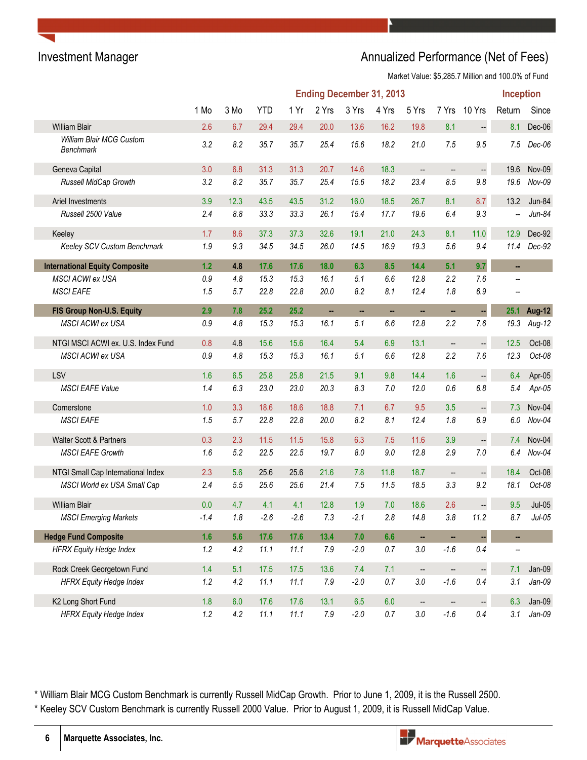Investment Manager

# Annualized Performance (Net of Fees)

Market Value: $5,285.7 Million and 100.0% of Fund

| | Ending December 31, 2013 | | | | | | | | | | Inception | |
|---|---|---|---|---|---|---|---|---|---|---|---|---|
| | 1 Mo | 3 Mo | YTD | 1 Yr | 2 Yrs | 3 Yrs | 4 Yrs | 5 Yrs | 7 Yrs | 10 Yrs | Return | Since |
| William Blair | 2.6 | 6.7 | 29.4 | 29.4 | 20.0 | 13.6 | 16.2 | 19.8 | 8.1 | -- | 8.1 | Dec-06 |
| *William Blair MCG Custom Benchmark* | *3.2* | *8.2* | *35.7* | *35.7* | *25.4* | *15.6* | *18.2* | *21.0* | *7.5* | *9.5* | *7.5* | *Dec-06* |
| Geneva Capital | 3.0 | 6.8 | 31.3 | 31.3 | 20.7 | 14.6 | 18.3 | -- | -- | -- | 19.6 | Nov-09 |
| *Russell MidCap Growth* | *3.2* | *8.2* | *35.7* | *35.7* | *25.4* | *15.6* | *18.2* | *23.4* | *8.5* | *9.8* | *19.6* | *Nov-09* |
| Ariel Investments | 3.9 | 12.3 | 43.5 | 43.5 | 31.2 | 16.0 | 18.5 | 26.7 | 8.1 | 8.7 | 13.2 | Jun-84 |
| *Russell 2500 Value* | *2.4* | *8.8* | *33.3* | *33.3* | *26.1* | *15.4* | *17.7* | *19.6* | *6.4* | *9.3* | *--* | *Jun-84* |
| Keeley | 1.7 | 8.6 | 37.3 | 37.3 | 32.6 | 19.1 | 21.0 | 24.3 | 8.1 | 11.0 | 12.9 | Dec-92 |
| *Keeley SCV Custom Benchmark* | *1.9* | *9.3* | *34.5* | *34.5* | *26.0* | *14.5* | *16.9* | *19.3* | *5.6* | *9.4* | *11.4* | *Dec-92* |
| **International Equity Composite** | **1.2** | **4.8** | **17.6** | **17.6** | **18.0** | **6.3** | **8.5** | **14.4** | **5.1** | **9.7** | **--** | |
| *MSCI ACWI ex USA* | *0.9* | *4.8* | *15.3* | *15.3* | *16.1* | *5.1* | *6.6* | *12.8* | *2.2* | *7.6* | *--* | |
| *MSCI EAFE* | *1.5* | *5.7* | *22.8* | *22.8* | *20.0* | *8.2* | *8.1* | *12.4* | *1.8* | *6.9* | *--* | |
| **FIS Group Non-U.S. Equity** | **2.9** | **7.8** | **25.2** | **25.2** | **--** | **--** | **--** | **--** | **--** | **--** | **25.1** | **Aug-12** |
| *MSCI ACWI ex USA* | *0.9* | *4.8* | *15.3* | *15.3* | *16.1* | *5.1* | *6.6* | *12.8* | *2.2* | *7.6* | *19.3* | *Aug-12* |
| NTGI MSCI ACWI ex. U.S. Index Fund | 0.8 | 4.8 | 15.6 | 15.6 | 16.4 | 5.4 | 6.9 | 13.1 | -- | -- | 12.5 | Oct-08 |
| *MSCI ACWI ex USA* | *0.9* | *4.8* | *15.3* | *15.3* | *16.1* | *5.1* | *6.6* | *12.8* | *2.2* | *7.6* | *12.3* | *Oct-08* |
| LSV | 1.6 | 6.5 | 25.8 | 25.8 | 21.5 | 9.1 | 9.8 | 14.4 | 1.6 | -- | 6.4 | Apr-05 |
| *MSCI EAFE Value* | *1.4* | *6.3* | *23.0* | *23.0* | *20.3* | *8.3* | *7.0* | *12.0* | *0.6* | *6.8* | *5.4* | *Apr-05* |
| Cornerstone | 1.0 | 3.3 | 18.6 | 18.6 | 18.8 | 7.1 | 6.7 | 9.5 | 3.5 | -- | 7.3 | Nov-04 |
| *MSCI EAFE* | *1.5* | *5.7* | *22.8* | *22.8* | *20.0* | *8.2* | *8.1* | *12.4* | *1.8* | *6.9* | *6.0* | *Nov-04* |
| Walter Scott & Partners | 0.3 | 2.3 | 11.5 | 11.5 | 15.8 | 6.3 | 7.5 | 11.6 | 3.9 | -- | 7.4 | Nov-04 |
| *MSCI EAFE Growth* | *1.6* | *5.2* | *22.5* | *22.5* | *19.7* | *8.0* | *9.0* | *12.8* | *2.9* | *7.0* | *6.4* | *Nov-04* |
| NTGI Small Cap International Index | 2.3 | 5.6 | 25.6 | 25.6 | 21.6 | 7.8 | 11.8 | 18.7 | -- | -- | 18.4 | Oct-08 |
| *MSCI World ex USA Small Cap* | *2.4* | *5.5* | *25.6* | *25.6* | *21.4* | *7.5* | *11.5* | *18.5* | *3.3* | *9.2* | *18.1* | *Oct-08* |
| William Blair | 0.0 | 4.7 | 4.1 | 4.1 | 12.8 | 1.9 | 7.0 | 18.6 | 2.6 | -- | 9.5 | Jul-05 |
| *MSCI Emerging Markets* | *-1.4* | *1.8* | *-2.6* | *-2.6* | *7.3* | *-2.1* | *2.8* | *14.8* | *3.8* | *11.2* | *8.7* | *Jul-05* |
| **Hedge Fund Composite** | **1.6** | **5.6** | **17.6** | **17.6** | **13.4** | **7.0** | **6.6** | **--** | **--** | **--** | **--** | |
| *HFRX Equity Hedge Index* | *1.2* | *4.2* | *11.1* | *11.1* | *7.9* | *-2.0* | *0.7* | *3.0* | *-1.6* | *0.4* | *--* | |
| Rock Creek Georgetown Fund | 1.4 | 5.1 | 17.5 | 17.5 | 13.6 | 7.4 | 7.1 | -- | -- | -- | 7.1 | Jan-09 |
| *HFRX Equity Hedge Index* | *1.2* | *4.2* | *11.1* | *11.1* | *7.9* | *-2.0* | *0.7* | *3.0* | *-1.6* | *0.4* | *3.1* | *Jan-09* |
| K2 Long Short Fund | 1.8 | 6.0 | 17.6 | 17.6 | 13.1 | 6.5 | 6.0 | -- | -- | -- | 6.3 | Jan-09 |
| *HFRX Equity Hedge Index* | *1.2* | *4.2* | *11.1* | *11.1* | *7.9* | *-2.0* | *0.7* | *3.0* | *-1.6* | *0.4* | *3.1* | *Jan-09* |

* William Blair MCG Custom Benchmark is currently Russell MidCap Growth. Prior to June 1, 2009, it is the Russell 2500.

* Keeley SCV Custom Benchmark is currently Russell 2000 Value. Prior to August 1, 2009, it is Russell MidCap Value.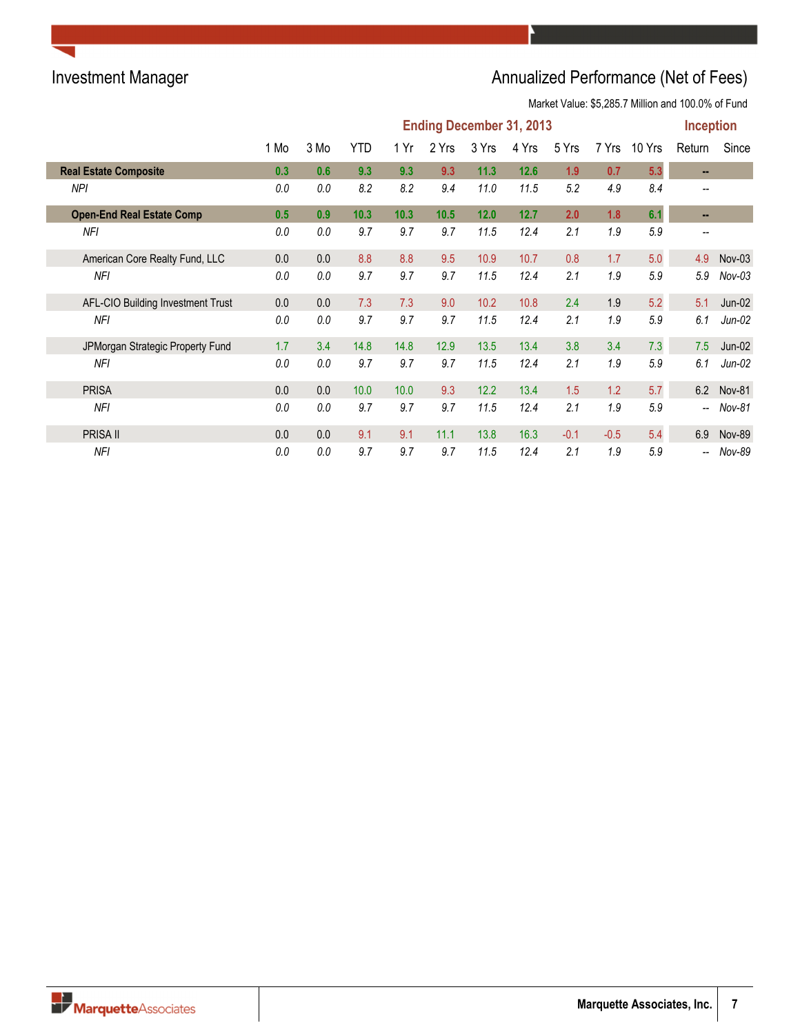## Investment Manager

## Annualized Performance (Net of Fees)

Market Value: $5,285.7 Million and 100.0% of Fund

| | Ending December 31, 2013 | | | | | | | | | | Inception | |
|---|---|---|---|---|---|---|---|---|---|---|---|---|
| | 1 Mo | 3 Mo | YTD | 1 Yr | 2 Yrs | 3 Yrs | 4 Yrs | 5 Yrs | 7 Yrs | 10 Yrs | Return | Since |
| **Real Estate Composite** | **0.3** | **0.6** | **9.3** | **9.3** | **9.3** | **11.3** | **12.6** | **1.9** | **0.7** | **5.3** | **--** | |
| *NPI* | *0.0* | *0.0* | *8.2* | *8.2* | *9.4* | *11.0* | *11.5* | *5.2* | *4.9* | *8.4* | *--* | |
| **Open-End Real Estate Comp** | **0.5** | **0.9** | **10.3** | **10.3** | **10.5** | **12.0** | **12.7** | **2.0** | **1.8** | **6.1** | **--** | |
| *NFI* | *0.0* | *0.0* | *9.7* | *9.7* | *9.7* | *11.5* | *12.4* | *2.1* | *1.9* | *5.9* | *--* | |
| American Core Realty Fund, LLC | 0.0 | 0.0 | 8.8 | 8.8 | 9.5 | 10.9 | 10.7 | 0.8 | 1.7 | 5.0 | 4.9 | Nov-03 |
| *NFI* | *0.0* | *0.0* | *9.7* | *9.7* | *9.7* | *11.5* | *12.4* | *2.1* | *1.9* | *5.9* | *5.9* | *Nov-03* |
| AFL-CIO Building Investment Trust | 0.0 | 0.0 | 7.3 | 7.3 | 9.0 | 10.2 | 10.8 | 2.4 | 1.9 | 5.2 | 5.1 | Jun-02 |
| *NFI* | *0.0* | *0.0* | *9.7* | *9.7* | *9.7* | *11.5* | *12.4* | *2.1* | *1.9* | *5.9* | *6.1* | *Jun-02* |
| JPMorgan Strategic Property Fund | 1.7 | 3.4 | 14.8 | 14.8 | 12.9 | 13.5 | 13.4 | 3.8 | 3.4 | 7.3 | 7.5 | Jun-02 |
| *NFI* | *0.0* | *0.0* | *9.7* | *9.7* | *9.7* | *11.5* | *12.4* | *2.1* | *1.9* | *5.9* | *6.1* | *Jun-02* |
| PRISA | 0.0 | 0.0 | 10.0 | 10.0 | 9.3 | 12.2 | 13.4 | 1.5 | 1.2 | 5.7 | 6.2 | Nov-81 |
| *NFI* | *0.0* | *0.0* | *9.7* | *9.7* | *9.7* | *11.5* | *12.4* | *2.1* | *1.9* | *5.9* | *--* | *Nov-81* |
| PRISA II | 0.0 | 0.0 | 9.1 | 9.1 | 11.1 | 13.8 | 16.3 | -0.1 | -0.5 | 5.4 | 6.9 | Nov-89 |
| *NFI* | *0.0* | *0.0* | *9.7* | *9.7* | *9.7* | *11.5* | *12.4* | *2.1* | *1.9* | *5.9* | *--* | *Nov-89* |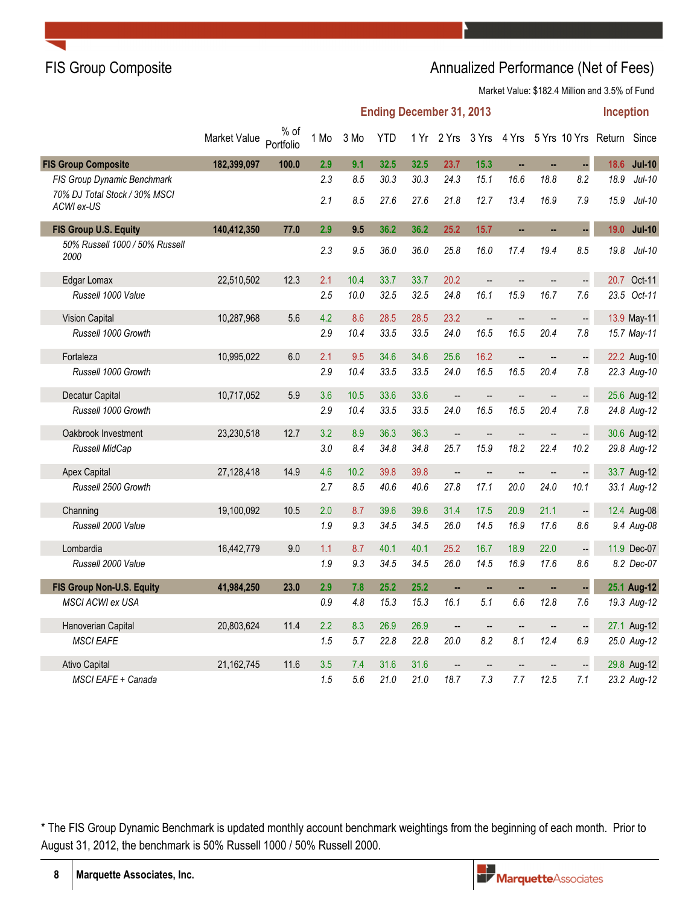# FIS Group Composite

## Annualized Performance (Net of Fees)

Market Value: $182.4 Million and 3.5% of Fund

| | Market Value | % of Portfolio | 1 Mo | 3 Mo | YTD | 1 Yr | 2 Yrs | 3 Yrs | 4 Yrs | 5 Yrs | 10 Yrs | Inception Return | Since |
|---|---|---|---|---|---|---|---|---|---|---|---|---|---|
| | | | Ending December 31, 2013 | | | | | | | | | | |
| **FIS Group Composite** | **182,399,097** | **100.0** | **2.9** | **9.1** | **32.5** | **32.5** | **23.7** | **15.3** | **--** | **--** | **--** | **18.6** | **Jul-10** |
| *FIS Group Dynamic Benchmark* | | | *2.3* | *8.5* | *30.3* | *30.3* | *24.3* | *15.1* | *16.6* | *18.8* | *8.2* | *18.9* | *Jul-10* |
| *70% DJ Total Stock / 30% MSCI ACWI ex-US* | | | *2.1* | *8.5* | *27.6* | *27.6* | *21.8* | *12.7* | *13.4* | *16.9* | *7.9* | *15.9* | *Jul-10* |
| **FIS Group U.S. Equity** | **140,412,350** | **77.0** | **2.9** | **9.5** | **36.2** | **36.2** | **25.2** | **15.7** | **--** | **--** | **--** | **19.0** | **Jul-10** |
| *50% Russell 1000 / 50% Russell 2000* | | | *2.3* | *9.5* | *36.0* | *36.0* | *25.8* | *16.0* | *17.4* | *19.4* | *8.5* | *19.8* | *Jul-10* |
| Edgar Lomax | 22,510,502 | 12.3 | 2.1 | 10.4 | 33.7 | 33.7 | 20.2 | -- | -- | -- | -- | 20.7 | Oct-11 |
| *Russell 1000 Value* | | | *2.5* | *10.0* | *32.5* | *32.5* | *24.8* | *16.1* | *15.9* | *16.7* | *7.6* | *23.5* | *Oct-11* |
| Vision Capital | 10,287,968 | 5.6 | 4.2 | 8.6 | 28.5 | 28.5 | 23.2 | -- | -- | -- | -- | 13.9 | May-11 |
| *Russell 1000 Growth* | | | *2.9* | *10.4* | *33.5* | *33.5* | *24.0* | *16.5* | *16.5* | *20.4* | *7.8* | *15.7* | *May-11* |
| Fortaleza | 10,995,022 | 6.0 | 2.1 | 9.5 | 34.6 | 34.6 | 25.6 | 16.2 | -- | -- | -- | 22.2 | Aug-10 |
| *Russell 1000 Growth* | | | *2.9* | *10.4* | *33.5* | *33.5* | *24.0* | *16.5* | *16.5* | *20.4* | *7.8* | *22.3* | *Aug-10* |
| Decatur Capital | 10,717,052 | 5.9 | 3.6 | 10.5 | 33.6 | 33.6 | -- | -- | -- | -- | -- | 25.6 | Aug-12 |
| *Russell 1000 Growth* | | | *2.9* | *10.4* | *33.5* | *33.5* | *24.0* | *16.5* | *16.5* | *20.4* | *7.8* | *24.8* | *Aug-12* |
| Oakbrook Investment | 23,230,518 | 12.7 | 3.2 | 8.9 | 36.3 | 36.3 | -- | -- | -- | -- | -- | 30.6 | Aug-12 |
| *Russell MidCap* | | | *3.0* | *8.4* | *34.8* | *34.8* | *25.7* | *15.9* | *18.2* | *22.4* | *10.2* | *29.8* | *Aug-12* |
| Apex Capital | 27,128,418 | 14.9 | 4.6 | 10.2 | 39.8 | 39.8 | -- | -- | -- | -- | -- | 33.7 | Aug-12 |
| *Russell 2500 Growth* | | | *2.7* | *8.5* | *40.6* | *40.6* | *27.8* | *17.1* | *20.0* | *24.0* | *10.1* | *33.1* | *Aug-12* |
| Channing | 19,100,092 | 10.5 | 2.0 | 8.7 | 39.6 | 39.6 | 31.4 | 17.5 | 20.9 | 21.1 | -- | 12.4 | Aug-08 |
| *Russell 2000 Value* | | | *1.9* | *9.3* | *34.5* | *34.5* | *26.0* | *14.5* | *16.9* | *17.6* | *8.6* | *9.4* | *Aug-08* |
| Lombardia | 16,442,779 | 9.0 | 1.1 | 8.7 | 40.1 | 40.1 | 25.2 | 16.7 | 18.9 | 22.0 | -- | 11.9 | Dec-07 |
| *Russell 2000 Value* | | | *1.9* | *9.3* | *34.5* | *34.5* | *26.0* | *14.5* | *16.9* | *17.6* | *8.6* | *8.2* | *Dec-07* |
| **FIS Group Non-U.S. Equity** | **41,984,250** | **23.0** | **2.9** | **7.8** | **25.2** | **25.2** | **--** | **--** | **--** | **--** | **--** | **25.1** | **Aug-12** |
| *MSCI ACWI ex USA* | | | *0.9* | *4.8* | *15.3* | *15.3* | *16.1* | *5.1* | *6.6* | *12.8* | *7.6* | *19.3* | *Aug-12* |
| Hanoverian Capital | 20,803,624 | 11.4 | 2.2 | 8.3 | 26.9 | 26.9 | -- | -- | -- | -- | -- | 27.1 | Aug-12 |
| *MSCI EAFE* | | | *1.5* | *5.7* | *22.8* | *22.8* | *20.0* | *8.2* | *8.1* | *12.4* | *6.9* | *25.0* | *Aug-12* |
| Ativo Capital | 21,162,745 | 11.6 | 3.5 | 7.4 | 31.6 | 31.6 | -- | -- | -- | -- | -- | 29.8 | Aug-12 |
| *MSCI EAFE + Canada* | | | *1.5* | *5.6* | *21.0* | *21.0* | *18.7* | *7.3* | *7.7* | *12.5* | *7.1* | *23.2* | *Aug-12* |

* The FIS Group Dynamic Benchmark is updated monthly account benchmark weightings from the beginning of each month. Prior to August 31, 2012, the benchmark is 50% Russell 1000 / 50% Russell 2000.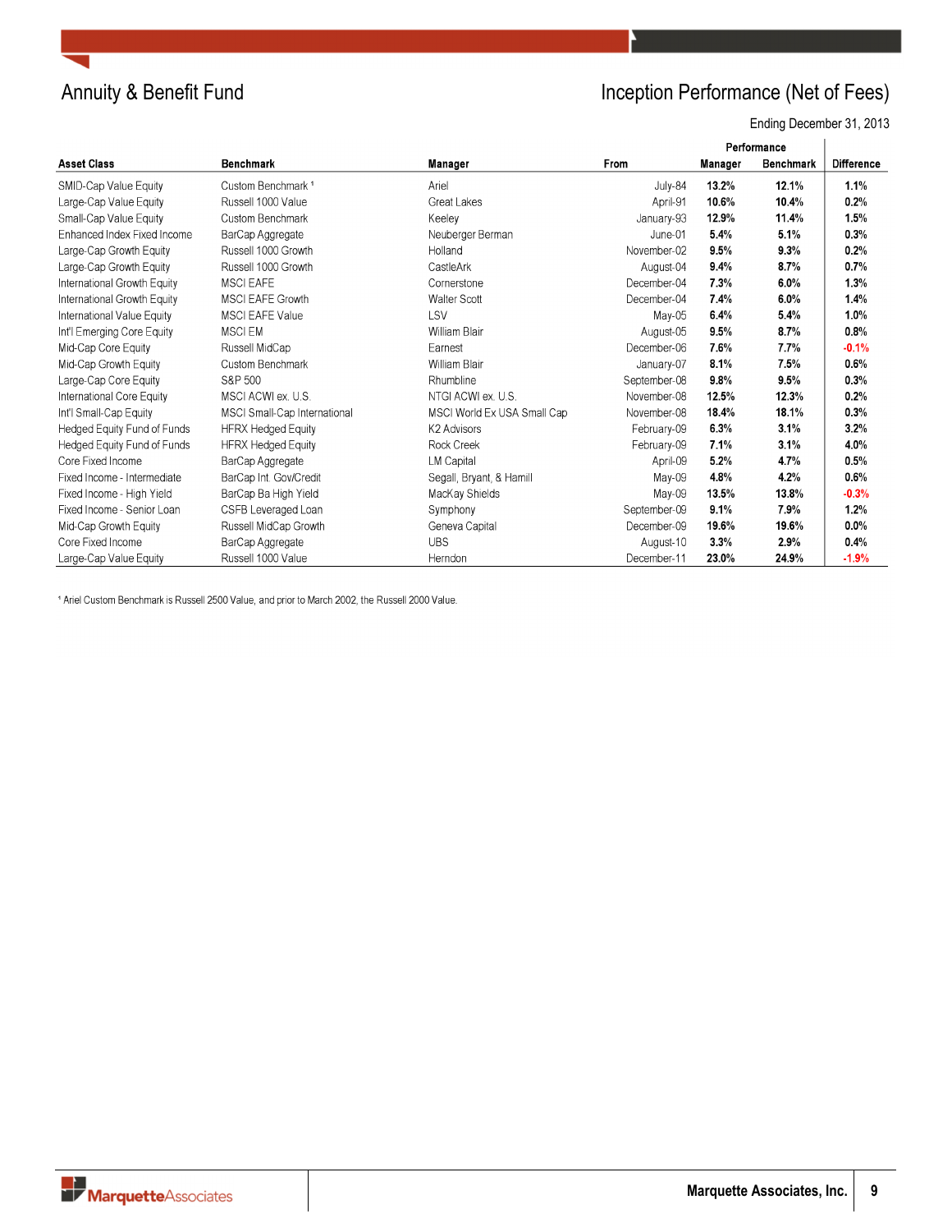# Annity & Benefit Fund

## Inception Performance (Net of Fees)

Ending December 31, 2013

| Asset Class | Benchmark | Manager | From | Performance Manager | Performance Benchmark | Difference |
|---|---|---|---|---|---|---|
| SMID-Cap Value Equity | Custom Benchmark [1] | Ariel | July-84 | 13.2% | 12.1% | 1.1% |
| Large-Cap Value Equity | Russell 1000 Value | Great Lakes | April-91 | 10.6% | 10.4% | 0.2% |
| Small-Cap Value Equity | Custom Benchmark | Keeley | January-93 | 12.9% | 11.4% | 1.5% |
| Enhanced Index Fixed Income | BarCap Aggregate | Neuberger Berman | June-01 | 5.4% | 5.1% | 0.3% |
| Large-Cap Growth Equity | Russell 1000 Growth | Holland | November-02 | 9.5% | 9.3% | 0.2% |
| Large-Cap Growth Equity | Russell 1000 Growth | CastleArk | August-04 | 9.4% | 8.7% | 0.7% |
| International Growth Equity | MSCI EAFE | Cornerstone | December-04 | 7.3% | 6.0% | 1.3% |
| International Growth Equity | MSCI EAFE Growth | Walter Scott | December-04 | 7.4% | 6.0% | 1.4% |
| International Value Equity | MSCI EAFE Value | LSV | May-05 | 6.4% | 5.4% | 1.0% |
| Int'l Emerging Core Equity | MSCI EM | William Blair | August-05 | 9.5% | 8.7% | 0.8% |
| Mid-Cap Core Equity | Russell MidCap | Earnest | December-06 | 7.6% | 7.7% | -0.1% |
| Mid-Cap Growth Equity | Custom Benchmark | William Blair | January-07 | 8.1% | 7.5% | 0.6% |
| Large-Cap Core Equity | S&P 500 | Rhumbline | September-08 | 9.8% | 9.5% | 0.3% |
| International Core Equity | MSCI ACWI ex. U.S. | NTGI ACWI ex. U.S. | November-08 | 12.5% | 12.3% | 0.2% |
| Int'l Small-Cap Equity | MSCI Small-Cap International | MSCI World Ex USA Small Cap | November-08 | 18.4% | 18.1% | 0.3% |
| Hedged Equity Fund of Funds | HFRX Hedged Equity | K2 Advisors | February-09 | 6.3% | 3.1% | 3.2% |
| Hedged Equity Fund of Funds | HFRX Hedged Equity | Rock Creek | February-09 | 7.1% | 3.1% | 4.0% |
| Core Fixed Income | BarCap Aggregate | LM Capital | April-09 | 5.2% | 4.7% | 0.5% |
| Fixed Income - Intermediate | BarCap Int. Gov/Credit | Segall, Bryant, & Hamill | May-09 | 4.8% | 4.2% | 0.6% |
| Fixed Income - High Yield | BarCap Ba High Yield | MacKay Shields | May-09 | 13.5% | 13.8% | -0.3% |
| Fixed Income - Senior Loan | CSFB Leveraged Loan | Symphony | September-09 | 9.1% | 7.9% | 1.2% |
| Mid-Cap Growth Equity | Russell MidCap Growth | Geneva Capital | December-09 | 19.6% | 19.6% | 0.0% |
| Core Fixed Income | BarCap Aggregate | UBS | August-10 | 3.3% | 2.9% | 0.4% |
| Large-Cap Value Equity | Russell 1000 Value | Herndon | December-11 | 23.0% | 24.9% | -1.9% |

[1] Ariel Custom Benchmark is Russell 2500 Value, and prior to March 2002, the Russell 2000 Value.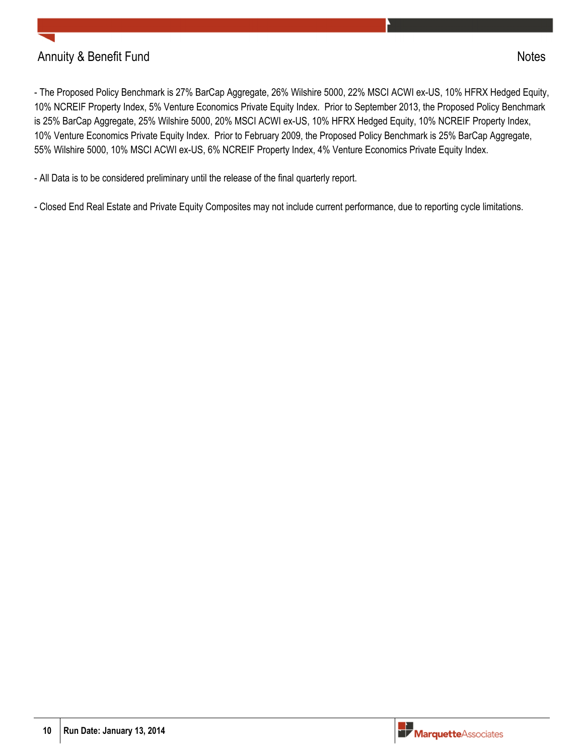## Annuity & Benefit Fund — Notes

- The Proposed Policy Benchmark is 27% BarCap Aggregate, 26% Wilshire 5000, 22% MSCI ACWI ex-US, 10% HFRX Hedged Equity, 10% NCREIF Property Index, 5% Venture Economics Private Equity Index. Prior to September 2013, the Proposed Policy Benchmark is 25% BarCap Aggregate, 25% Wilshire 5000, 20% MSCI ACWI ex-US, 10% HFRX Hedged Equity, 10% NCREIF Property Index, 10% Venture Economics Private Equity Index. Prior to February 2009, the Proposed Policy Benchmark is 25% BarCap Aggregate, 55% Wilshire 5000, 10% MSCI ACWI ex-US, 6% NCREIF Property Index, 4% Venture Economics Private Equity Index.

- All Data is to be considered preliminary until the release of the final quarterly report.

- Closed End Real Estate and Private Equity Composites may not include current performance, due to reporting cycle limitations.

**Run Date: January 13, 2014**